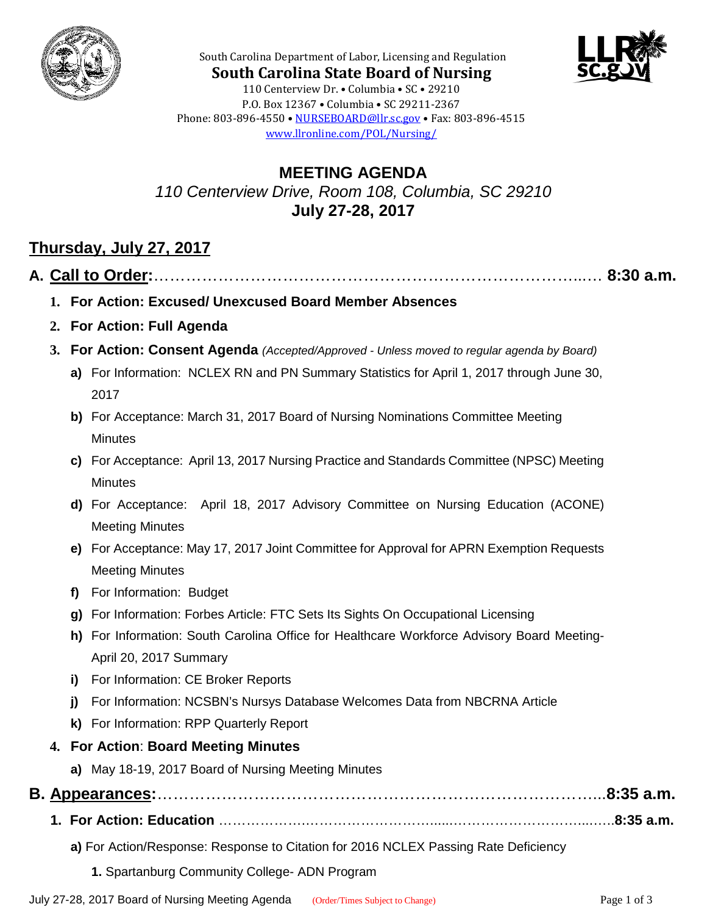South Carolina Department of Labor, Licensing and Regulation

**South Carolina State Board of Nursing**

110 Centerview Dr. • Columbia • SC • 29210
P.O. Box 12367 • Columbia • SC 29211-2367
Phone: 803-896-4550 • NURSEBOARD@llr.sc.gov • Fax: 803-896-4515
www.llronline.com/POL/Nursing/

# MEETING AGENDA

*110 Centerview Drive, Room 108, Columbia, SC 29210*

**July 27-28, 2017**

## Thursday, July 27, 2017

## A. Call to Order:………………………………………………………………………….… 8:30 a.m.

1. **For Action: Excused/ Unexcused Board Member Absences**
2. **For Action: Full Agenda**
3. **For Action: Consent Agenda** *(Accepted/Approved - Unless moved to regular agenda by Board)*
   - **a)** For Information: NCLEX RN and PN Summary Statistics for April 1, 2017 through June 30, 2017
   - **b)** For Acceptance: March 31, 2017 Board of Nursing Nominations Committee Meeting Minutes
   - **c)** For Acceptance: April 13, 2017 Nursing Practice and Standards Committee (NPSC) Meeting Minutes
   - **d)** For Acceptance: April 18, 2017 Advisory Committee on Nursing Education (ACONE) Meeting Minutes
   - **e)** For Acceptance: May 17, 2017 Joint Committee for Approval for APRN Exemption Requests Meeting Minutes
   - **f)** For Information: Budget
   - **g)** For Information: Forbes Article: FTC Sets Its Sights On Occupational Licensing
   - **h)** For Information: South Carolina Office for Healthcare Workforce Advisory Board Meeting-April 20, 2017 Summary
   - **i)** For Information: CE Broker Reports
   - **j)** For Information: NCSBN's Nursys Database Welcomes Data from NBCRNA Article
   - **k)** For Information: RPP Quarterly Report
4. **For Action**: **Board Meeting Minutes**
   - **a)** May 18-19, 2017 Board of Nursing Meeting Minutes

## B. Appearances:…………………………………………………………………………..8:35 a.m.

1. **For Action: Education** ……………………………………………………………………8:35 a.m.
   - **a)** For Action/Response: Response to Citation for 2016 NCLEX Passing Rate Deficiency
     1. Spartanburg Community College- ADN Program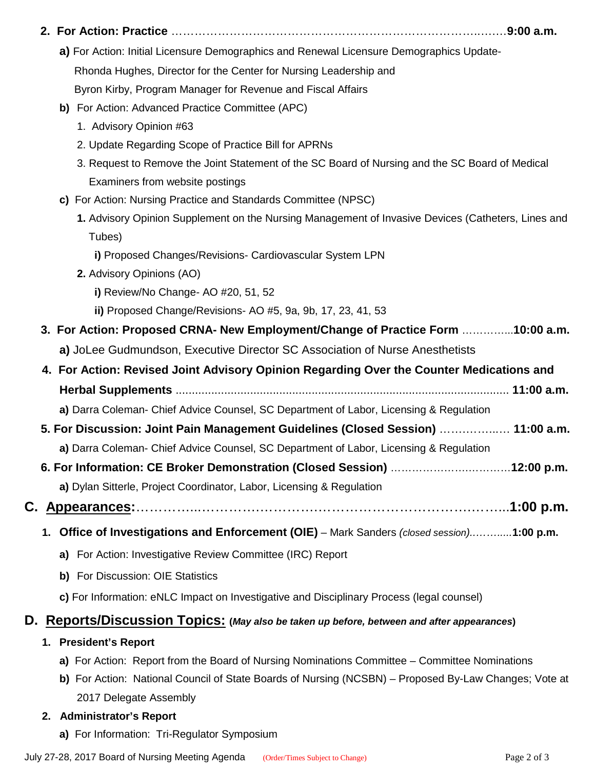2. **For Action: Practice** ……………………………………………………………………………**9:00 a.m.**

   **a)** For Action: Initial Licensure Demographics and Renewal Licensure Demographics Update- Rhonda Hughes, Director for the Center for Nursing Leadership and Byron Kirby, Program Manager for Revenue and Fiscal Affairs

   **b)** For Action: Advanced Practice Committee (APC)

   1. Advisory Opinion #63
   2. Update Regarding Scope of Practice Bill for APRNs
   3. Request to Remove the Joint Statement of the SC Board of Nursing and the SC Board of Medical Examiners from website postings

   **c)** For Action: Nursing Practice and Standards Committee (NPSC)

   **1.** Advisory Opinion Supplement on the Nursing Management of Invasive Devices (Catheters, Lines and Tubes)

   **i)** Proposed Changes/Revisions- Cardiovascular System LPN

   **2.** Advisory Opinions (AO)

   **i)** Review/No Change- AO #20, 51, 52

   **ii)** Proposed Change/Revisions- AO #5, 9a, 9b, 17, 23, 41, 53

3. **For Action: Proposed CRNA- New Employment/Change of Practice Form** …………...**10:00 a.m.**

   **a)** JoLee Gudmundson, Executive Director SC Association of Nurse Anesthetists

4. **For Action: Revised Joint Advisory Opinion Regarding Over the Counter Medications and Herbal Supplements** ......................................................................................................... **11:00 a.m.**

   **a)** Darra Coleman- Chief Advice Counsel, SC Department of Labor, Licensing & Regulation

5. **For Discussion: Joint Pain Management Guidelines (Closed Session)** ……………..… **11:00 a.m.**

   **a)** Darra Coleman- Chief Advice Counsel, SC Department of Labor, Licensing & Regulation

6. **For Information: CE Broker Demonstration (Closed Session)** ……………………………**12:00 p.m.**

   **a)** Dylan Sitterle, Project Coordinator, Labor, Licensing & Regulation

## C. Appearances:……………………………………………………………………………..1:00 p.m.

1. **Office of Investigations and Enforcement (OIE)** – Mark Sanders *(closed session).*………..**1:00 p.m.**

   **a)** For Action: Investigative Review Committee (IRC) Report

   **b)** For Discussion: OIE Statistics

   **c)** For Information: eNLC Impact on Investigative and Disciplinary Process (legal counsel)

## D. Reports/Discussion Topics: (*May also be taken up before, between and after appearances*)

1. **President's Report**

   **a)** For Action: Report from the Board of Nursing Nominations Committee – Committee Nominations

   **b)** For Action: National Council of State Boards of Nursing (NCSBN) – Proposed By-Law Changes; Vote at 2017 Delegate Assembly

2. **Administrator's Report**

   **a)** For Information: Tri-Regulator Symposium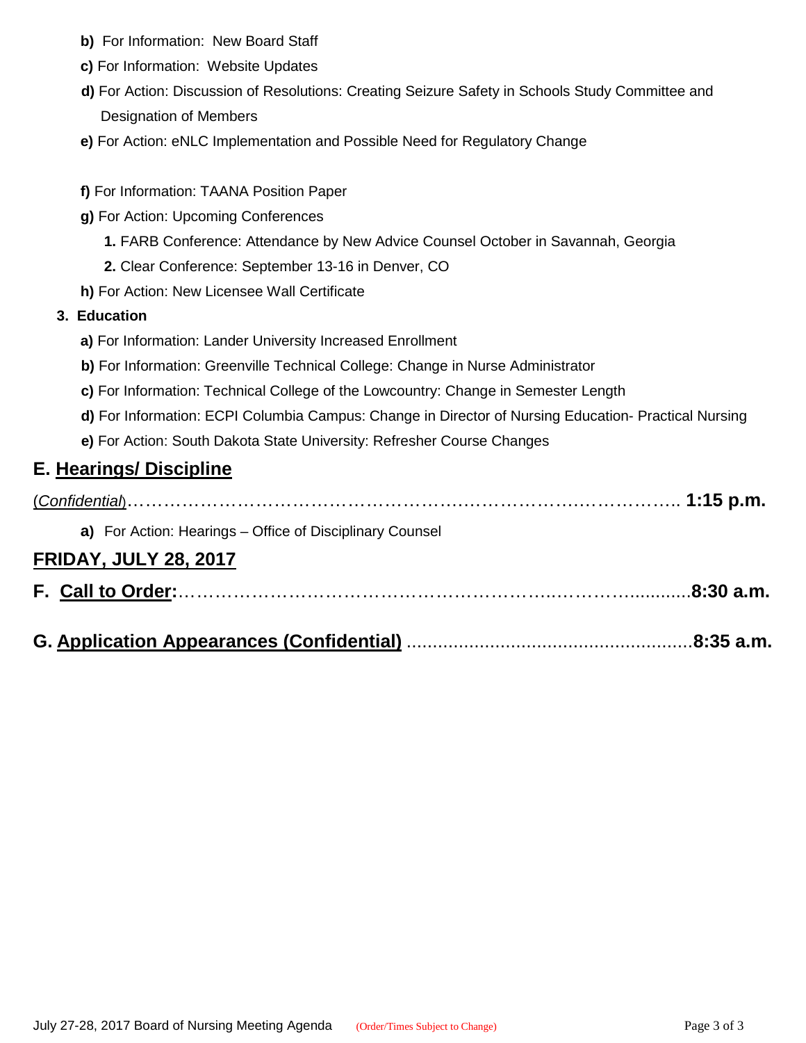- **b)** For Information: New Board Staff
- **c)** For Information: Website Updates
- **d)** For Action: Discussion of Resolutions: Creating Seizure Safety in Schools Study Committee and Designation of Members
- **e)** For Action: eNLC Implementation and Possible Need for Regulatory Change
- **f)** For Information: TAANA Position Paper
- **g)** For Action: Upcoming Conferences
  1. FARB Conference: Attendance by New Advice Counsel October in Savannah, Georgia
  2. Clear Conference: September 13-16 in Denver, CO
- **h)** For Action: New Licensee Wall Certificate

**3. Education**

- **a)** For Information: Lander University Increased Enrollment
- **b)** For Information: Greenville Technical College: Change in Nurse Administrator
- **c)** For Information: Technical College of the Lowcountry: Change in Semester Length
- **d)** For Information: ECPI Columbia Campus: Change in Director of Nursing Education- Practical Nursing
- **e)** For Action: South Dakota State University: Refresher Course Changes

## E. Hearings/ Discipline

(*Confidential*)………………………………………………………………………………. **1:15 p.m.**

- **a)** For Action: Hearings – Office of Disciplinary Counsel

## FRIDAY, JULY 28, 2017

## F. Call to Order:……………………………………………………..………….........8:30 a.m.

## G. Application Appearances (Confidential) ......................................................8:35 a.m.